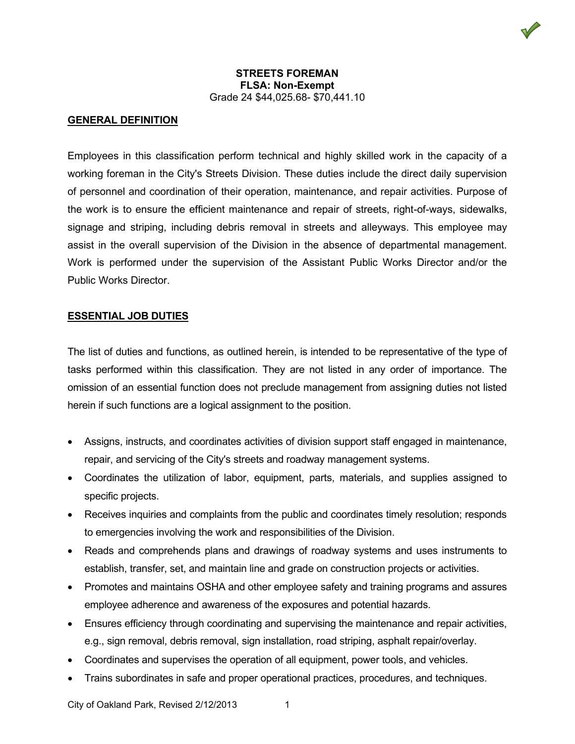**STREETS FOREMAN**
**FLSA: Non-Exempt**
Grade 24 $44,025.68- $70,441.10

## GENERAL DEFINITION

Employees in this classification perform technical and highly skilled work in the capacity of a working foreman in the City's Streets Division. These duties include the direct daily supervision of personnel and coordination of their operation, maintenance, and repair activities. Purpose of the work is to ensure the efficient maintenance and repair of streets, right-of-ways, sidewalks, signage and striping, including debris removal in streets and alleyways. This employee may assist in the overall supervision of the Division in the absence of departmental management. Work is performed under the supervision of the Assistant Public Works Director and/or the Public Works Director.

## ESSENTIAL JOB DUTIES

The list of duties and functions, as outlined herein, is intended to be representative of the type of tasks performed within this classification. They are not listed in any order of importance. The omission of an essential function does not preclude management from assigning duties not listed herein if such functions are a logical assignment to the position.

- Assigns, instructs, and coordinates activities of division support staff engaged in maintenance, repair, and servicing of the City's streets and roadway management systems.
- Coordinates the utilization of labor, equipment, parts, materials, and supplies assigned to specific projects.
- Receives inquiries and complaints from the public and coordinates timely resolution; responds to emergencies involving the work and responsibilities of the Division.
- Reads and comprehends plans and drawings of roadway systems and uses instruments to establish, transfer, set, and maintain line and grade on construction projects or activities.
- Promotes and maintains OSHA and other employee safety and training programs and assures employee adherence and awareness of the exposures and potential hazards.
- Ensures efficiency through coordinating and supervising the maintenance and repair activities, e.g., sign removal, debris removal, sign installation, road striping, asphalt repair/overlay.
- Coordinates and supervises the operation of all equipment, power tools, and vehicles.
- Trains subordinates in safe and proper operational practices, procedures, and techniques.

City of Oakland Park, Revised 2/12/2013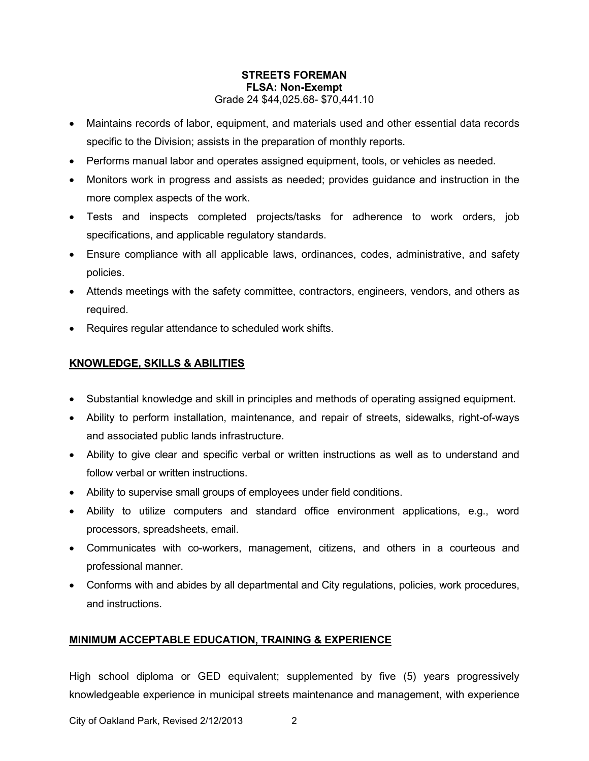**STREETS FOREMAN**
**FLSA: Non-Exempt**
Grade 24 $44,025.68- $70,441.10

- Maintains records of labor, equipment, and materials used and other essential data records specific to the Division; assists in the preparation of monthly reports.
- Performs manual labor and operates assigned equipment, tools, or vehicles as needed.
- Monitors work in progress and assists as needed; provides guidance and instruction in the more complex aspects of the work.
- Tests and inspects completed projects/tasks for adherence to work orders, job specifications, and applicable regulatory standards.
- Ensure compliance with all applicable laws, ordinances, codes, administrative, and safety policies.
- Attends meetings with the safety committee, contractors, engineers, vendors, and others as required.
- Requires regular attendance to scheduled work shifts.

## KNOWLEDGE, SKILLS & ABILITIES

- Substantial knowledge and skill in principles and methods of operating assigned equipment.
- Ability to perform installation, maintenance, and repair of streets, sidewalks, right-of-ways and associated public lands infrastructure.
- Ability to give clear and specific verbal or written instructions as well as to understand and follow verbal or written instructions.
- Ability to supervise small groups of employees under field conditions.
- Ability to utilize computers and standard office environment applications, e.g., word processors, spreadsheets, email.
- Communicates with co-workers, management, citizens, and others in a courteous and professional manner.
- Conforms with and abides by all departmental and City regulations, policies, work procedures, and instructions.

## MINIMUM ACCEPTABLE EDUCATION, TRAINING & EXPERIENCE

High school diploma or GED equivalent; supplemented by five (5) years progressively knowledgeable experience in municipal streets maintenance and management, with experience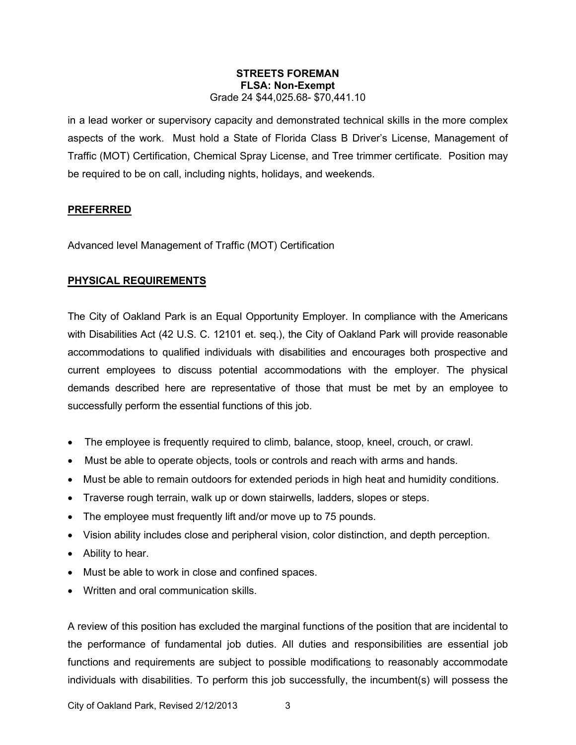**STREETS FOREMAN**
**FLSA: Non-Exempt**
Grade 24 $44,025.68- $70,441.10

in a lead worker or supervisory capacity and demonstrated technical skills in the more complex aspects of the work. Must hold a State of Florida Class B Driver's License, Management of Traffic (MOT) Certification, Chemical Spray License, and Tree trimmer certificate. Position may be required to be on call, including nights, holidays, and weekends.

## PREFERRED

Advanced level Management of Traffic (MOT) Certification

## PHYSICAL REQUIREMENTS

The City of Oakland Park is an Equal Opportunity Employer. In compliance with the Americans with Disabilities Act (42 U.S. C. 12101 et. seq.), the City of Oakland Park will provide reasonable accommodations to qualified individuals with disabilities and encourages both prospective and current employees to discuss potential accommodations with the employer. The physical demands described here are representative of those that must be met by an employee to successfully perform the essential functions of this job.

- The employee is frequently required to climb, balance, stoop, kneel, crouch, or crawl.
- Must be able to operate objects, tools or controls and reach with arms and hands.
- Must be able to remain outdoors for extended periods in high heat and humidity conditions.
- Traverse rough terrain, walk up or down stairwells, ladders, slopes or steps.
- The employee must frequently lift and/or move up to 75 pounds.
- Vision ability includes close and peripheral vision, color distinction, and depth perception.
- Ability to hear.
- Must be able to work in close and confined spaces.
- Written and oral communication skills.

A review of this position has excluded the marginal functions of the position that are incidental to the performance of fundamental job duties. All duties and responsibilities are essential job functions and requirements are subject to possible modifications to reasonably accommodate individuals with disabilities. To perform this job successfully, the incumbent(s) will possess the

City of Oakland Park, Revised 2/12/2013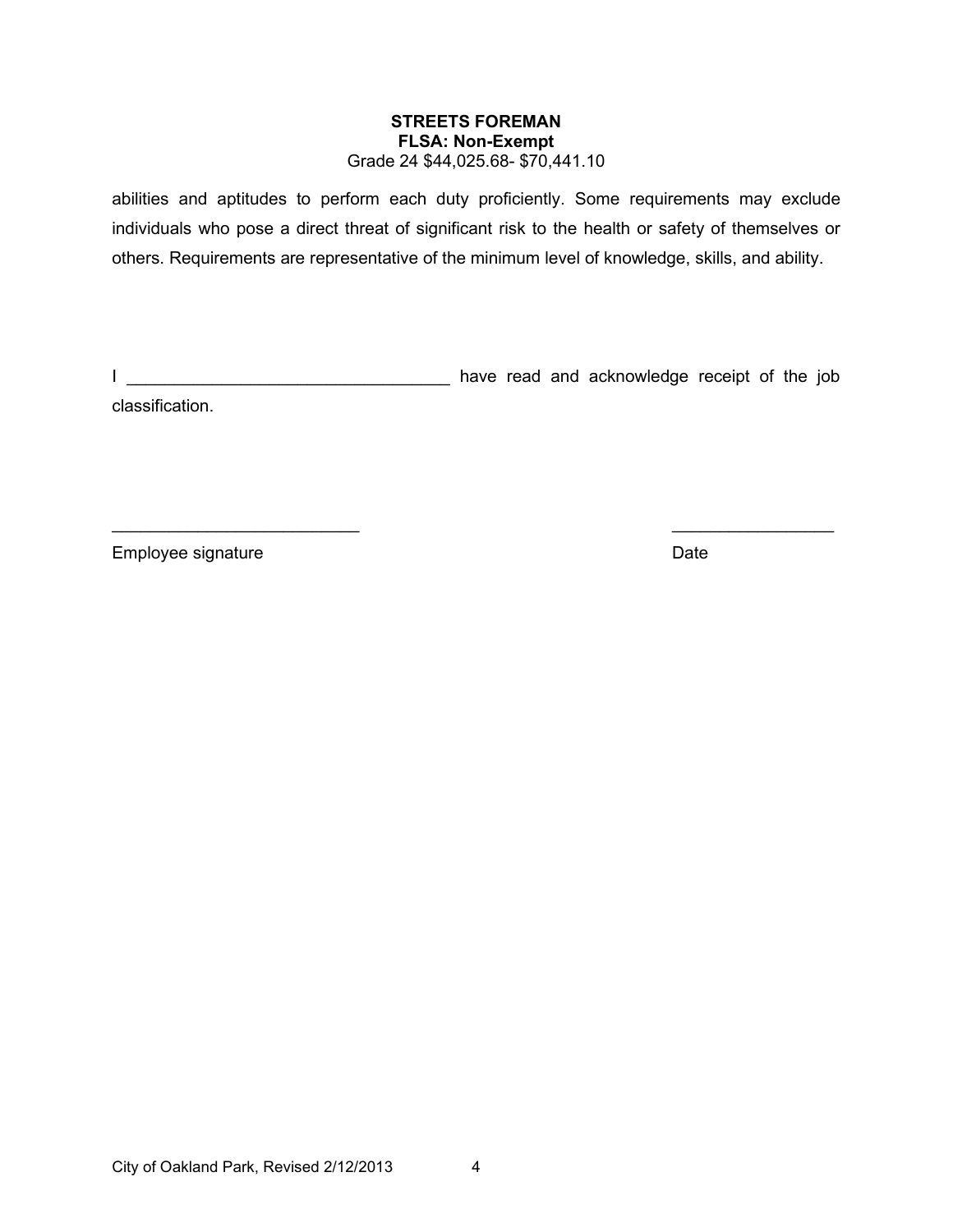**STREETS FOREMAN**
**FLSA: Non-Exempt**
Grade 24 $44,025.68- $70,441.10

abilities and aptitudes to perform each duty proficiently. Some requirements may exclude individuals who pose a direct threat of significant risk to the health or safety of themselves or others. Requirements are representative of the minimum level of knowledge, skills, and ability.

I __________________________________ have read and acknowledge receipt of the job classification.

__________________________ _________________

Employee signature Date